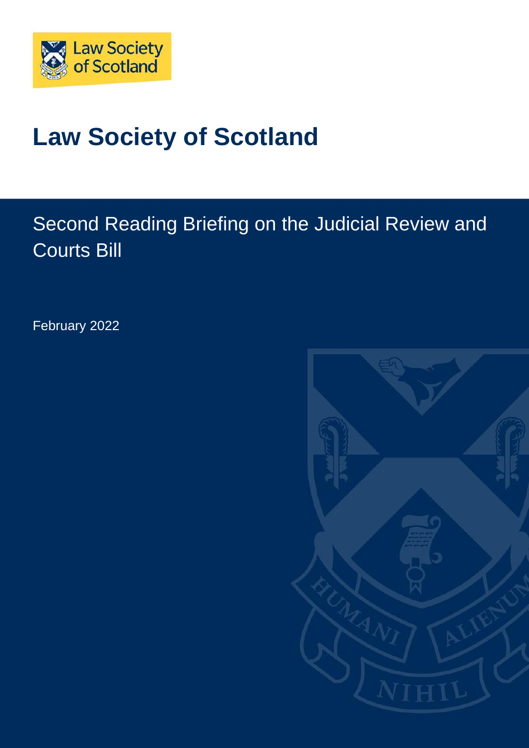# Law Society of Scotland

## Second Reading Briefing on the Judicial Review and Courts Bill

February 2022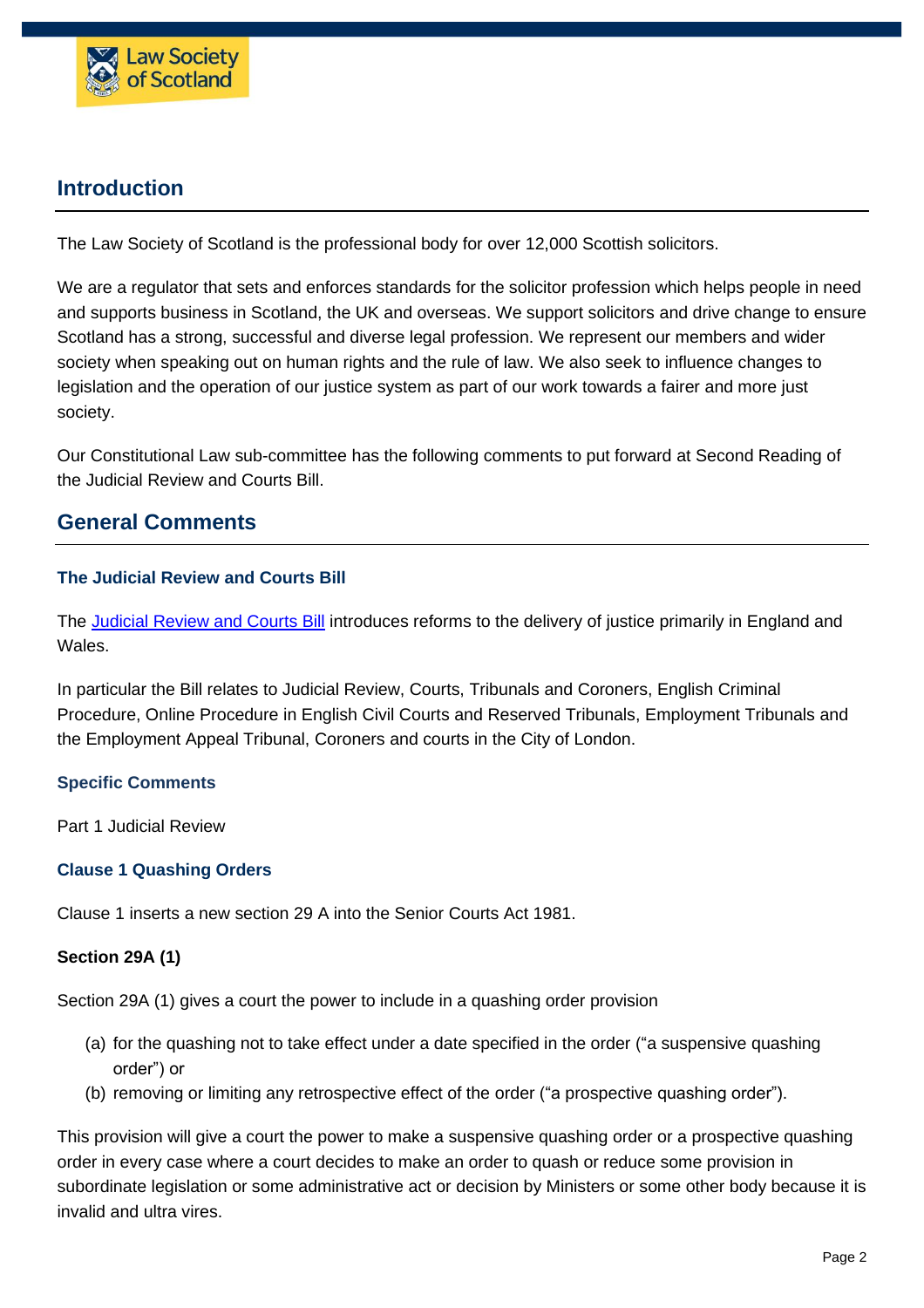## Introduction

The Law Society of Scotland is the professional body for over 12,000 Scottish solicitors.

We are a regulator that sets and enforces standards for the solicitor profession which helps people in need and supports business in Scotland, the UK and overseas. We support solicitors and drive change to ensure Scotland has a strong, successful and diverse legal profession. We represent our members and wider society when speaking out on human rights and the rule of law. We also seek to influence changes to legislation and the operation of our justice system as part of our work towards a fairer and more just society.

Our Constitutional Law sub-committee has the following comments to put forward at Second Reading of the Judicial Review and Courts Bill.

## General Comments

### The Judicial Review and Courts Bill

The Judicial Review and Courts Bill introduces reforms to the delivery of justice primarily in England and Wales.

In particular the Bill relates to Judicial Review, Courts, Tribunals and Coroners, English Criminal Procedure, Online Procedure in English Civil Courts and Reserved Tribunals, Employment Tribunals and the Employment Appeal Tribunal, Coroners and courts in the City of London.

### Specific Comments

Part 1 Judicial Review

### Clause 1 Quashing Orders

Clause 1 inserts a new section 29 A into the Senior Courts Act 1981.

**Section 29A (1)**

Section 29A (1) gives a court the power to include in a quashing order provision

(a) for the quashing not to take effect under a date specified in the order ("a suspensive quashing order") or
(b) removing or limiting any retrospective effect of the order ("a prospective quashing order").

This provision will give a court the power to make a suspensive quashing order or a prospective quashing order in every case where a court decides to make an order to quash or reduce some provision in subordinate legislation or some administrative act or decision by Ministers or some other body because it is invalid and ultra vires.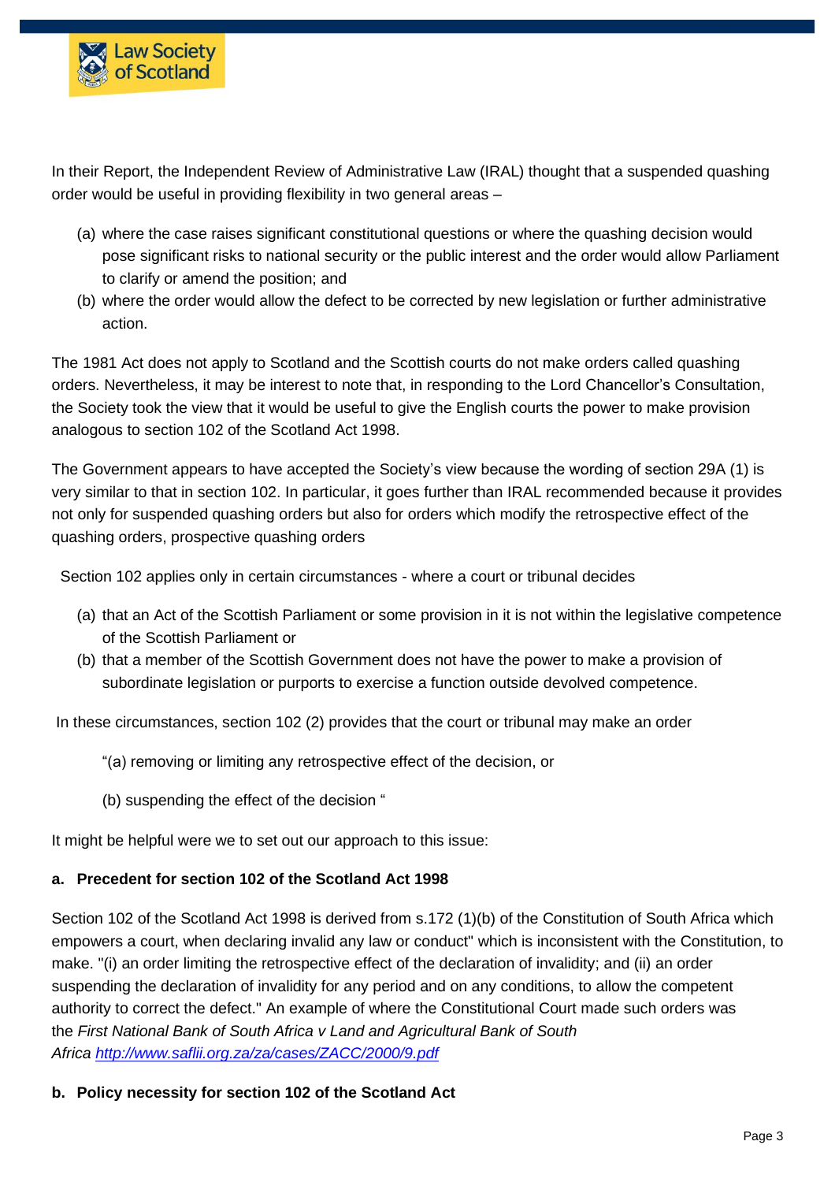In their Report, the Independent Review of Administrative Law (IRAL) thought that a suspended quashing order would be useful in providing flexibility in two general areas –

(a) where the case raises significant constitutional questions or where the quashing decision would pose significant risks to national security or the public interest and the order would allow Parliament to clarify or amend the position; and
(b) where the order would allow the defect to be corrected by new legislation or further administrative action.

The 1981 Act does not apply to Scotland and the Scottish courts do not make orders called quashing orders. Nevertheless, it may be interest to note that, in responding to the Lord Chancellor's Consultation, the Society took the view that it would be useful to give the English courts the power to make provision analogous to section 102 of the Scotland Act 1998.

The Government appears to have accepted the Society's view because the wording of section 29A (1) is very similar to that in section 102. In particular, it goes further than IRAL recommended because it provides not only for suspended quashing orders but also for orders which modify the retrospective effect of the quashing orders, prospective quashing orders

Section 102 applies only in certain circumstances - where a court or tribunal decides

(a) that an Act of the Scottish Parliament or some provision in it is not within the legislative competence of the Scottish Parliament or
(b) that a member of the Scottish Government does not have the power to make a provision of subordinate legislation or purports to exercise a function outside devolved competence.

In these circumstances, section 102 (2) provides that the court or tribunal may make an order

"(a) removing or limiting any retrospective effect of the decision, or

(b) suspending the effect of the decision "

It might be helpful were we to set out our approach to this issue:

**a. Precedent for section 102 of the Scotland Act 1998**

Section 102 of the Scotland Act 1998 is derived from s.172 (1)(b) of the Constitution of South Africa which empowers a court, when declaring invalid any law or conduct" which is inconsistent with the Constitution, to make. "(i) an order limiting the retrospective effect of the declaration of invalidity; and (ii) an order suspending the declaration of invalidity for any period and on any conditions, to allow the competent authority to correct the defect." An example of where the Constitutional Court made such orders was the *First National Bank of South Africa v Land and Agricultural Bank of South Africa* [http://www.saflii.org.za/za/cases/ZACC/2000/9.pdf](http://www.saflii.org.za/za/cases/ZACC/2000/9.pdf)

**b. Policy necessity for section 102 of the Scotland Act**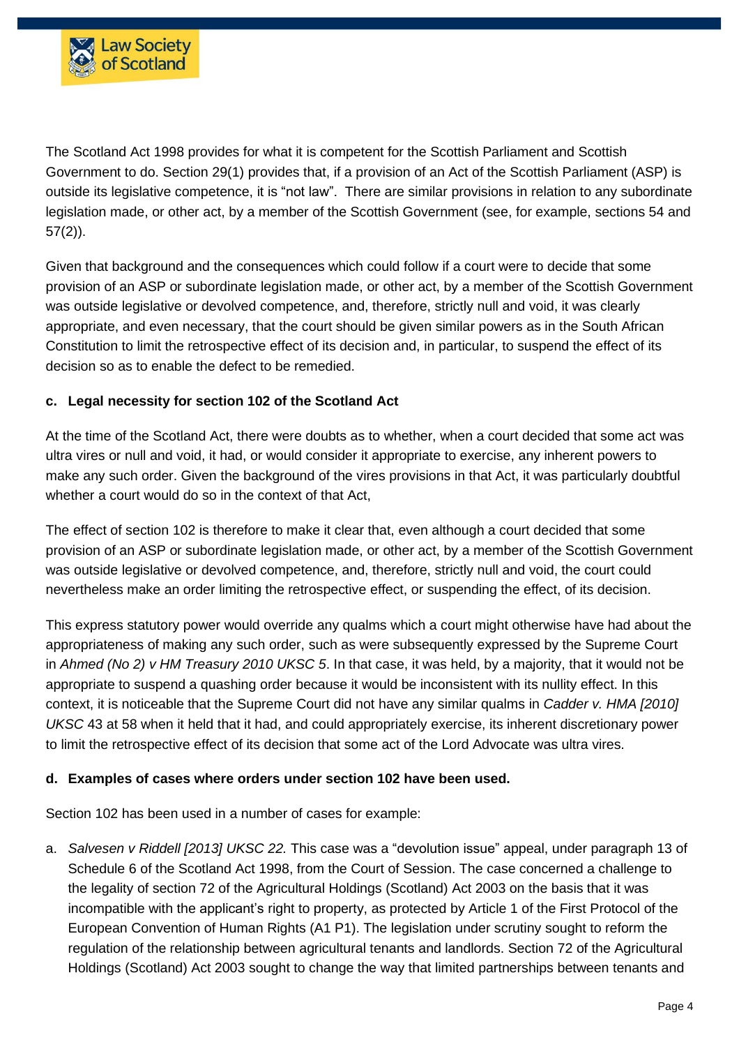The Scotland Act 1998 provides for what it is competent for the Scottish Parliament and Scottish Government to do. Section 29(1) provides that, if a provision of an Act of the Scottish Parliament (ASP) is outside its legislative competence, it is "not law". There are similar provisions in relation to any subordinate legislation made, or other act, by a member of the Scottish Government (see, for example, sections 54 and 57(2)).

Given that background and the consequences which could follow if a court were to decide that some provision of an ASP or subordinate legislation made, or other act, by a member of the Scottish Government was outside legislative or devolved competence, and, therefore, strictly null and void, it was clearly appropriate, and even necessary, that the court should be given similar powers as in the South African Constitution to limit the retrospective effect of its decision and, in particular, to suspend the effect of its decision so as to enable the defect to be remedied.

#### c. Legal necessity for section 102 of the Scotland Act

At the time of the Scotland Act, there were doubts as to whether, when a court decided that some act was ultra vires or null and void, it had, or would consider it appropriate to exercise, any inherent powers to make any such order. Given the background of the vires provisions in that Act, it was particularly doubtful whether a court would do so in the context of that Act,

The effect of section 102 is therefore to make it clear that, even although a court decided that some provision of an ASP or subordinate legislation made, or other act, by a member of the Scottish Government was outside legislative or devolved competence, and, therefore, strictly null and void, the court could nevertheless make an order limiting the retrospective effect, or suspending the effect, of its decision.

This express statutory power would override any qualms which a court might otherwise have had about the appropriateness of making any such order, such as were subsequently expressed by the Supreme Court in *Ahmed (No 2) v HM Treasury 2010 UKSC 5*. In that case, it was held, by a majority, that it would not be appropriate to suspend a quashing order because it would be inconsistent with its nullity effect. In this context, it is noticeable that the Supreme Court did not have any similar qualms in *Cadder v. HMA [2010] UKSC* 43 at 58 when it held that it had, and could appropriately exercise, its inherent discretionary power to limit the retrospective effect of its decision that some act of the Lord Advocate was ultra vires.

#### d. Examples of cases where orders under section 102 have been used.

Section 102 has been used in a number of cases for example:

a. *Salvesen v Riddell [2013] UKSC 22.* This case was a "devolution issue" appeal, under paragraph 13 of Schedule 6 of the Scotland Act 1998, from the Court of Session. The case concerned a challenge to the legality of section 72 of the Agricultural Holdings (Scotland) Act 2003 on the basis that it was incompatible with the applicant's right to property, as protected by Article 1 of the First Protocol of the European Convention of Human Rights (A1 P1). The legislation under scrutiny sought to reform the regulation of the relationship between agricultural tenants and landlords. Section 72 of the Agricultural Holdings (Scotland) Act 2003 sought to change the way that limited partnerships between tenants and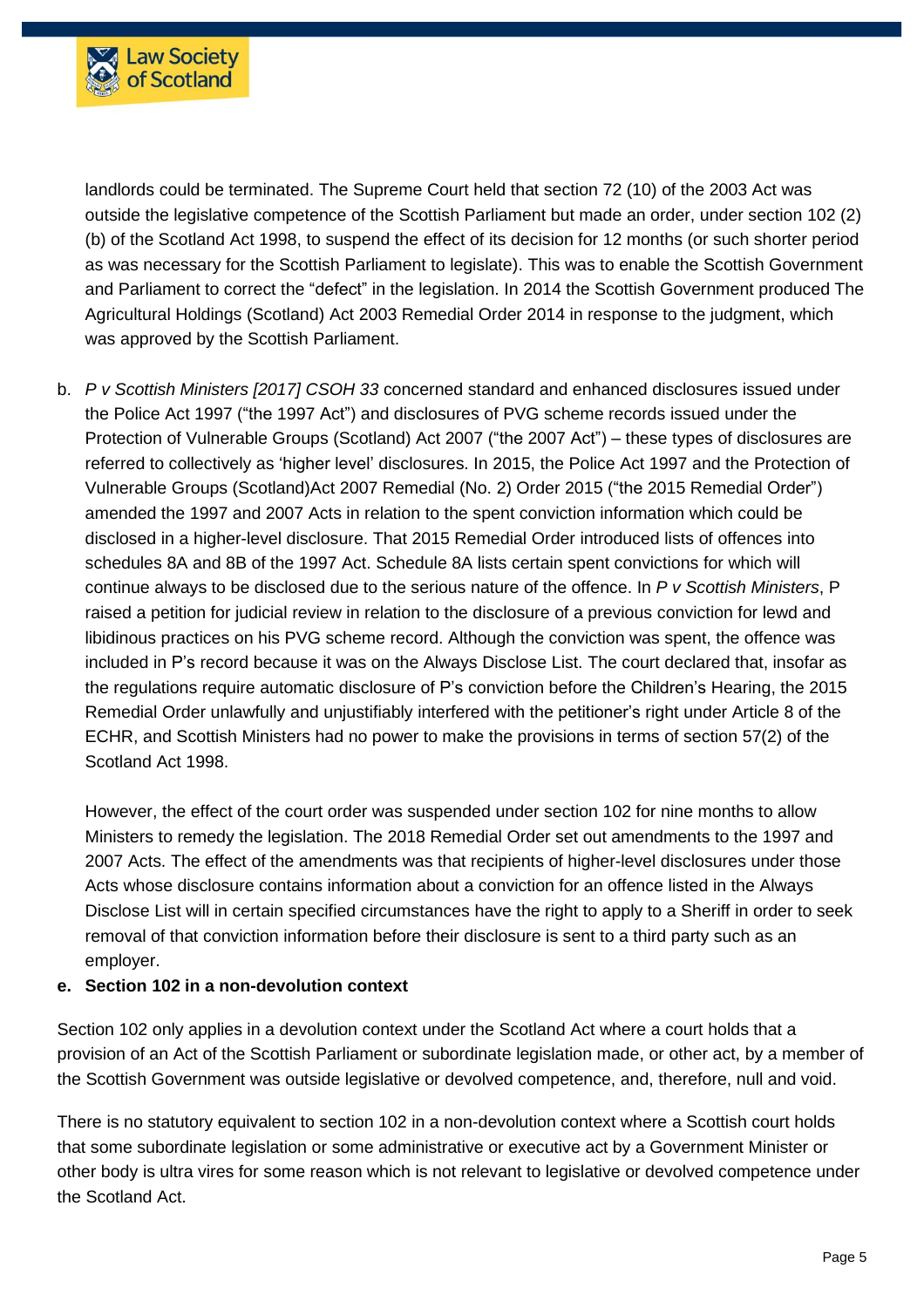landlords could be terminated. The Supreme Court held that section 72 (10) of the 2003 Act was outside the legislative competence of the Scottish Parliament but made an order, under section 102 (2) (b) of the Scotland Act 1998, to suspend the effect of its decision for 12 months (or such shorter period as was necessary for the Scottish Parliament to legislate). This was to enable the Scottish Government and Parliament to correct the "defect" in the legislation. In 2014 the Scottish Government produced The Agricultural Holdings (Scotland) Act 2003 Remedial Order 2014 in response to the judgment, which was approved by the Scottish Parliament.

b. *P v Scottish Ministers [2017] CSOH 33* concerned standard and enhanced disclosures issued under the Police Act 1997 ("the 1997 Act") and disclosures of PVG scheme records issued under the Protection of Vulnerable Groups (Scotland) Act 2007 ("the 2007 Act") – these types of disclosures are referred to collectively as 'higher level' disclosures. In 2015, the Police Act 1997 and the Protection of Vulnerable Groups (Scotland)Act 2007 Remedial (No. 2) Order 2015 ("the 2015 Remedial Order") amended the 1997 and 2007 Acts in relation to the spent conviction information which could be disclosed in a higher-level disclosure. That 2015 Remedial Order introduced lists of offences into schedules 8A and 8B of the 1997 Act. Schedule 8A lists certain spent convictions for which will continue always to be disclosed due to the serious nature of the offence. In *P v Scottish Ministers*, P raised a petition for judicial review in relation to the disclosure of a previous conviction for lewd and libidinous practices on his PVG scheme record. Although the conviction was spent, the offence was included in P's record because it was on the Always Disclose List. The court declared that, insofar as the regulations require automatic disclosure of P's conviction before the Children's Hearing, the 2015 Remedial Order unlawfully and unjustifiably interfered with the petitioner's right under Article 8 of the ECHR, and Scottish Ministers had no power to make the provisions in terms of section 57(2) of the Scotland Act 1998.

   However, the effect of the court order was suspended under section 102 for nine months to allow Ministers to remedy the legislation. The 2018 Remedial Order set out amendments to the 1997 and 2007 Acts. The effect of the amendments was that recipients of higher-level disclosures under those Acts whose disclosure contains information about a conviction for an offence listed in the Always Disclose List will in certain specified circumstances have the right to apply to a Sheriff in order to seek removal of that conviction information before their disclosure is sent to a third party such as an employer.

**e. Section 102 in a non-devolution context**

Section 102 only applies in a devolution context under the Scotland Act where a court holds that a provision of an Act of the Scottish Parliament or subordinate legislation made, or other act, by a member of the Scottish Government was outside legislative or devolved competence, and, therefore, null and void.

There is no statutory equivalent to section 102 in a non-devolution context where a Scottish court holds that some subordinate legislation or some administrative or executive act by a Government Minister or other body is ultra vires for some reason which is not relevant to legislative or devolved competence under the Scotland Act.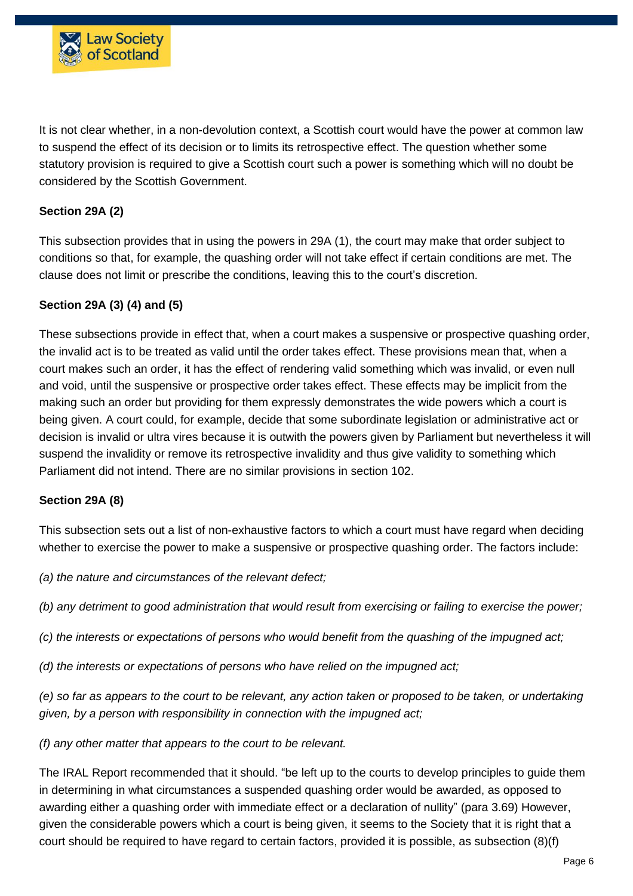It is not clear whether, in a non-devolution context, a Scottish court would have the power at common law to suspend the effect of its decision or to limits its retrospective effect. The question whether some statutory provision is required to give a Scottish court such a power is something which will no doubt be considered by the Scottish Government.

**Section 29A (2)**

This subsection provides that in using the powers in 29A (1), the court may make that order subject to conditions so that, for example, the quashing order will not take effect if certain conditions are met. The clause does not limit or prescribe the conditions, leaving this to the court's discretion.

**Section 29A (3) (4) and (5)**

These subsections provide in effect that, when a court makes a suspensive or prospective quashing order, the invalid act is to be treated as valid until the order takes effect. These provisions mean that, when a court makes such an order, it has the effect of rendering valid something which was invalid, or even null and void, until the suspensive or prospective order takes effect. These effects may be implicit from the making such an order but providing for them expressly demonstrates the wide powers which a court is being given. A court could, for example, decide that some subordinate legislation or administrative act or decision is invalid or ultra vires because it is outwith the powers given by Parliament but nevertheless it will suspend the invalidity or remove its retrospective invalidity and thus give validity to something which Parliament did not intend. There are no similar provisions in section 102.

**Section 29A (8)**

This subsection sets out a list of non-exhaustive factors to which a court must have regard when deciding whether to exercise the power to make a suspensive or prospective quashing order. The factors include:

*(a) the nature and circumstances of the relevant defect;*

*(b) any detriment to good administration that would result from exercising or failing to exercise the power;*

*(c) the interests or expectations of persons who would benefit from the quashing of the impugned act;*

*(d) the interests or expectations of persons who have relied on the impugned act;*

*(e) so far as appears to the court to be relevant, any action taken or proposed to be taken, or undertaking given, by a person with responsibility in connection with the impugned act;*

*(f) any other matter that appears to the court to be relevant.*

The IRAL Report recommended that it should. "be left up to the courts to develop principles to guide them in determining in what circumstances a suspended quashing order would be awarded, as opposed to awarding either a quashing order with immediate effect or a declaration of nullity" (para 3.69) However, given the considerable powers which a court is being given, it seems to the Society that it is right that a court should be required to have regard to certain factors, provided it is possible, as subsection (8)(f)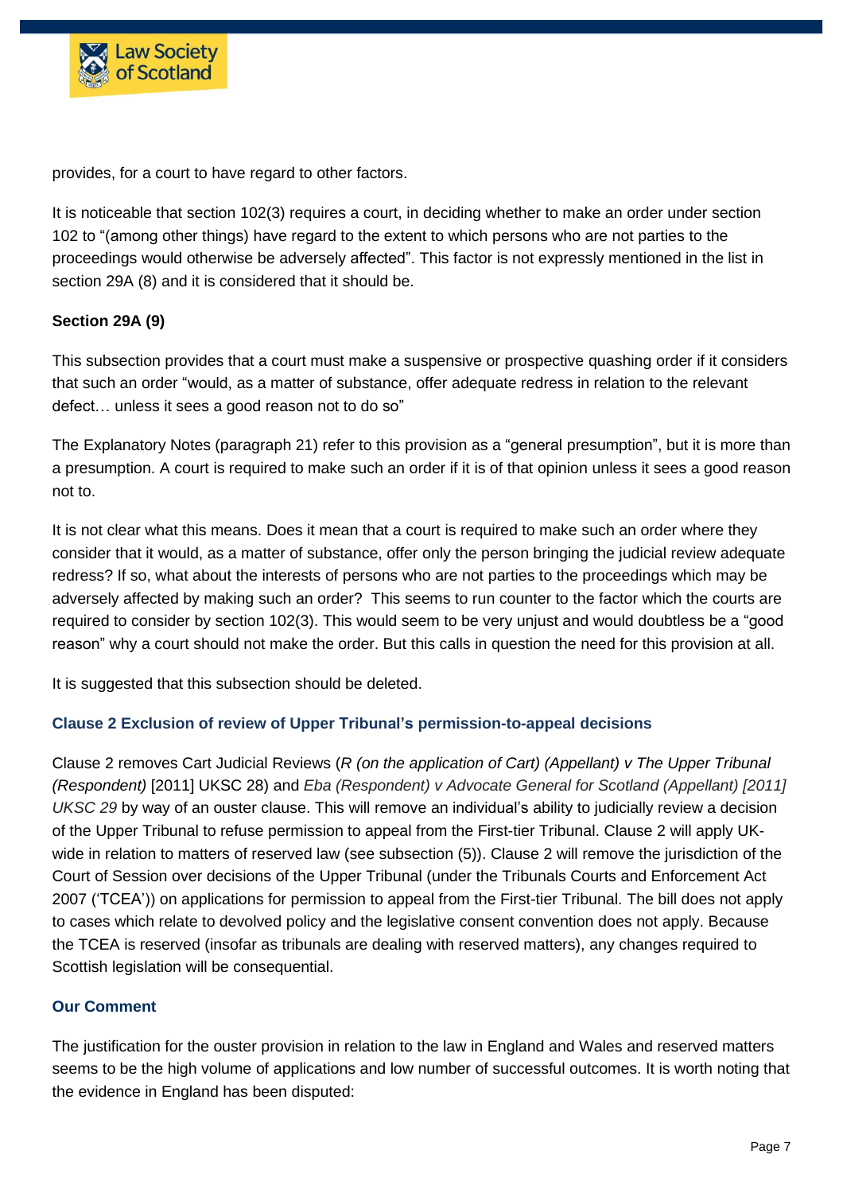provides, for a court to have regard to other factors.

It is noticeable that section 102(3) requires a court, in deciding whether to make an order under section 102 to "(among other things) have regard to the extent to which persons who are not parties to the proceedings would otherwise be adversely affected". This factor is not expressly mentioned in the list in section 29A (8) and it is considered that it should be.

**Section 29A (9)**

This subsection provides that a court must make a suspensive or prospective quashing order if it considers that such an order "would, as a matter of substance, offer adequate redress in relation to the relevant defect… unless it sees a good reason not to do so"

The Explanatory Notes (paragraph 21) refer to this provision as a "general presumption", but it is more than a presumption. A court is required to make such an order if it is of that opinion unless it sees a good reason not to.

It is not clear what this means. Does it mean that a court is required to make such an order where they consider that it would, as a matter of substance, offer only the person bringing the judicial review adequate redress? If so, what about the interests of persons who are not parties to the proceedings which may be adversely affected by making such an order? This seems to run counter to the factor which the courts are required to consider by section 102(3). This would seem to be very unjust and would doubtless be a "good reason" why a court should not make the order. But this calls in question the need for this provision at all.

It is suggested that this subsection should be deleted.

### Clause 2 Exclusion of review of Upper Tribunal's permission-to-appeal decisions

Clause 2 removes Cart Judicial Reviews (*R (on the application of Cart) (Appellant) v The Upper Tribunal (Respondent)* [2011] UKSC 28) and *Eba (Respondent) v Advocate General for Scotland (Appellant) [2011] UKSC 29* by way of an ouster clause. This will remove an individual's ability to judicially review a decision of the Upper Tribunal to refuse permission to appeal from the First-tier Tribunal. Clause 2 will apply UK-wide in relation to matters of reserved law (see subsection (5)). Clause 2 will remove the jurisdiction of the Court of Session over decisions of the Upper Tribunal (under the Tribunals Courts and Enforcement Act 2007 ('TCEA')) on applications for permission to appeal from the First-tier Tribunal. The bill does not apply to cases which relate to devolved policy and the legislative consent convention does not apply. Because the TCEA is reserved (insofar as tribunals are dealing with reserved matters), any changes required to Scottish legislation will be consequential.

### Our Comment

The justification for the ouster provision in relation to the law in England and Wales and reserved matters seems to be the high volume of applications and low number of successful outcomes. It is worth noting that the evidence in England has been disputed: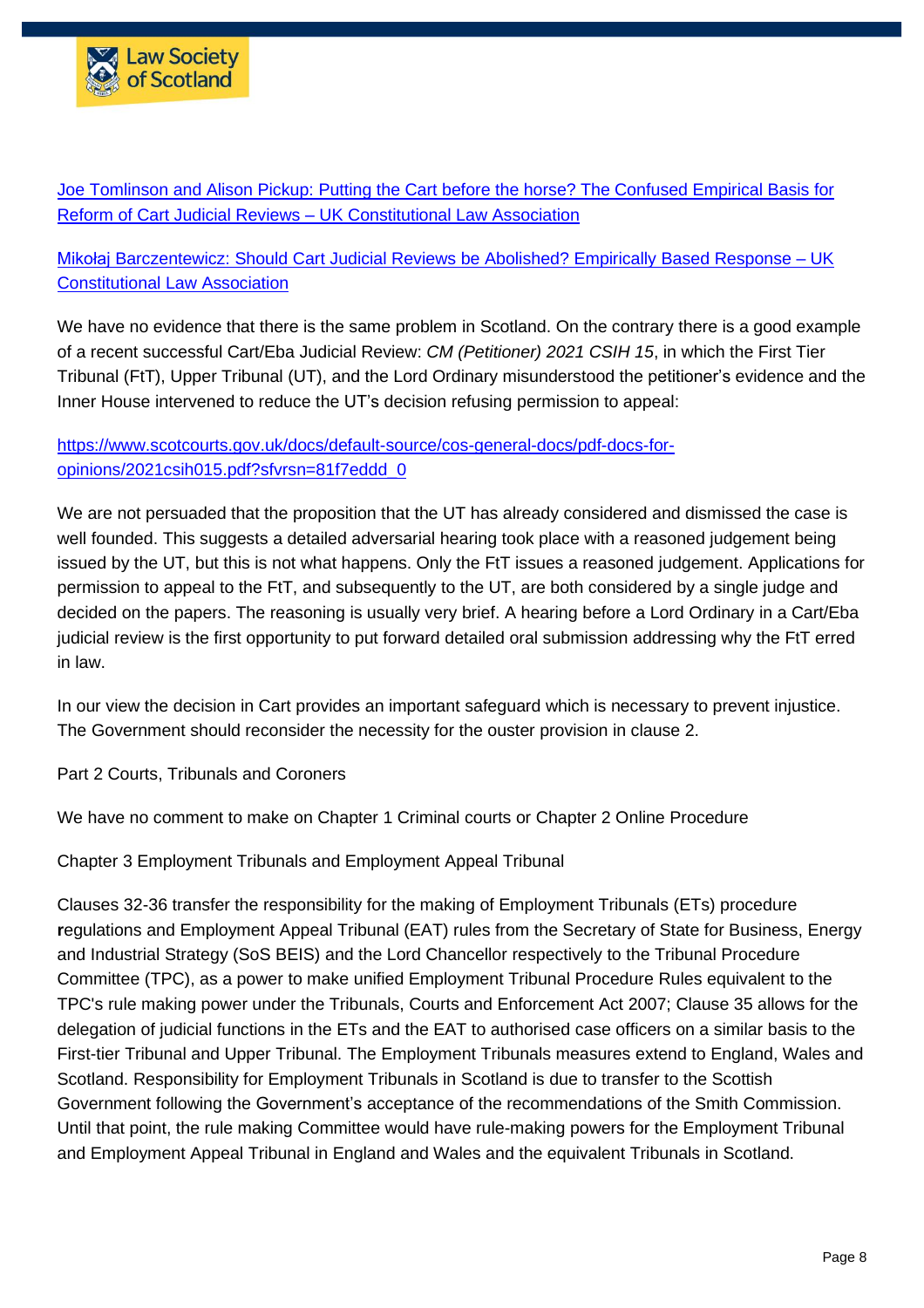[Joe Tomlinson and Alison Pickup: Putting the Cart before the horse? The Confused Empirical Basis for Reform of Cart Judicial Reviews – UK Constitutional Law Association]()

[Mikołaj Barczentewicz: Should Cart Judicial Reviews be Abolished? Empirically Based Response – UK Constitutional Law Association]()

We have no evidence that there is the same problem in Scotland. On the contrary there is a good example of a recent successful Cart/Eba Judicial Review: *CM (Petitioner) 2021 CSIH 15*, in which the First Tier Tribunal (FtT), Upper Tribunal (UT), and the Lord Ordinary misunderstood the petitioner's evidence and the Inner House intervened to reduce the UT's decision refusing permission to appeal:

https://www.scotcourts.gov.uk/docs/default-source/cos-general-docs/pdf-docs-for-opinions/2021csih015.pdf?sfvrsn=81f7eddd_0

We are not persuaded that the proposition that the UT has already considered and dismissed the case is well founded. This suggests a detailed adversarial hearing took place with a reasoned judgement being issued by the UT, but this is not what happens. Only the FtT issues a reasoned judgement. Applications for permission to appeal to the FtT, and subsequently to the UT, are both considered by a single judge and decided on the papers. The reasoning is usually very brief. A hearing before a Lord Ordinary in a Cart/Eba judicial review is the first opportunity to put forward detailed oral submission addressing why the FtT erred in law.

In our view the decision in Cart provides an important safeguard which is necessary to prevent injustice. The Government should reconsider the necessity for the ouster provision in clause 2.

Part 2 Courts, Tribunals and Coroners

We have no comment to make on Chapter 1 Criminal courts or Chapter 2 Online Procedure

Chapter 3 Employment Tribunals and Employment Appeal Tribunal

Clauses 32-36 transfer the responsibility for the making of Employment Tribunals (ETs) procedure regulations and Employment Appeal Tribunal (EAT) rules from the Secretary of State for Business, Energy and Industrial Strategy (SoS BEIS) and the Lord Chancellor respectively to the Tribunal Procedure Committee (TPC), as a power to make unified Employment Tribunal Procedure Rules equivalent to the TPC's rule making power under the Tribunals, Courts and Enforcement Act 2007; Clause 35 allows for the delegation of judicial functions in the ETs and the EAT to authorised case officers on a similar basis to the First-tier Tribunal and Upper Tribunal. The Employment Tribunals measures extend to England, Wales and Scotland. Responsibility for Employment Tribunals in Scotland is due to transfer to the Scottish Government following the Government's acceptance of the recommendations of the Smith Commission. Until that point, the rule making Committee would have rule-making powers for the Employment Tribunal and Employment Appeal Tribunal in England and Wales and the equivalent Tribunals in Scotland.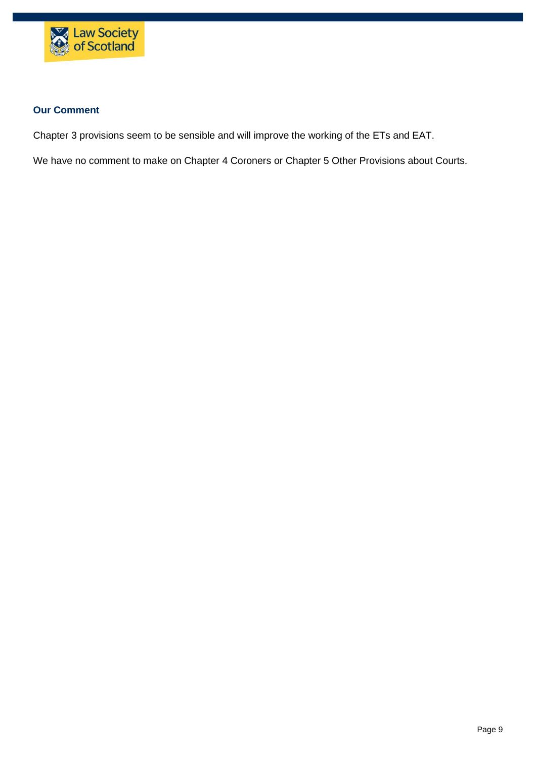### Our Comment

Chapter 3 provisions seem to be sensible and will improve the working of the ETs and EAT.

We have no comment to make on Chapter 4 Coroners or Chapter 5 Other Provisions about Courts.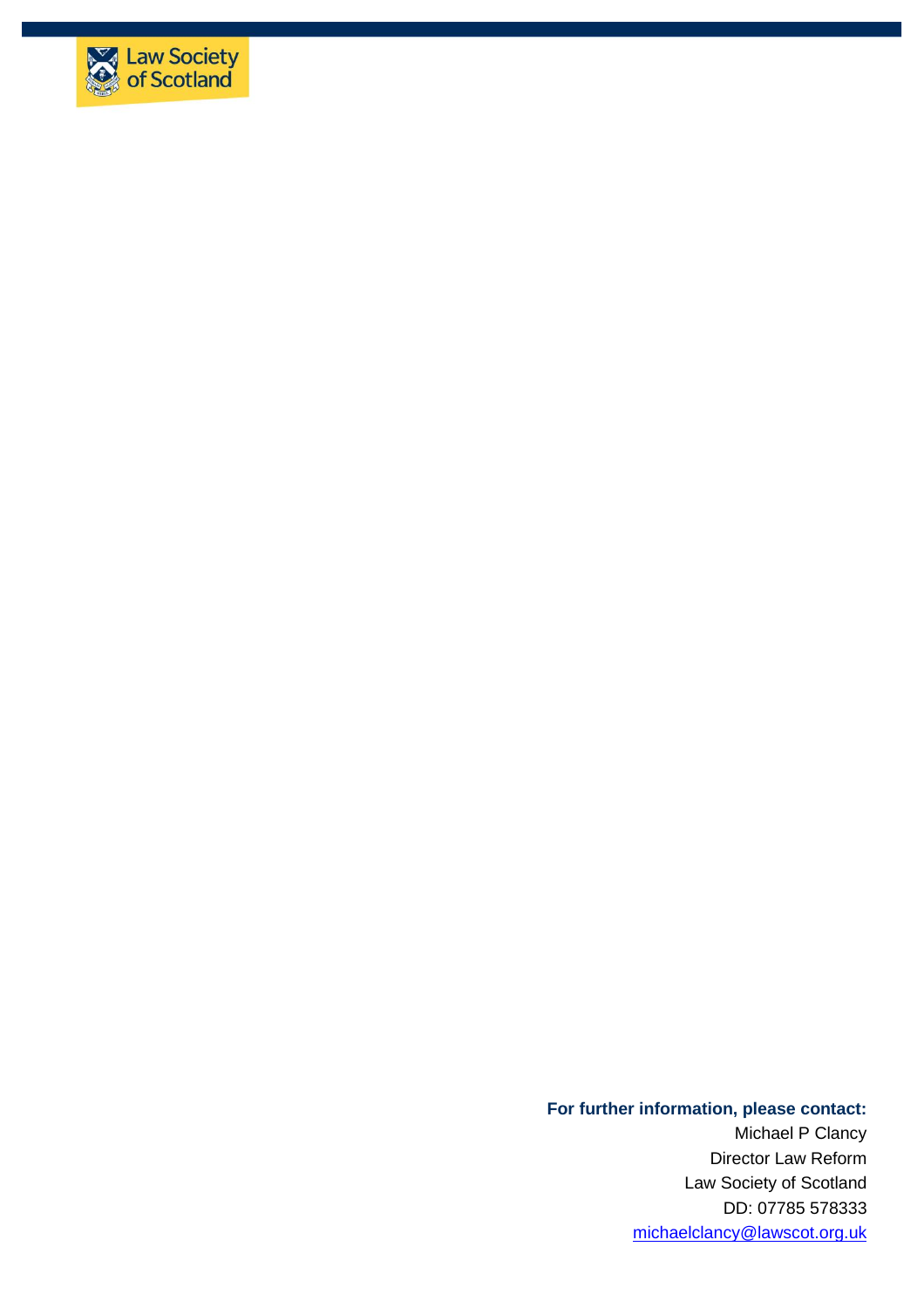**For further information, please contact:**

Michael P Clancy
Director Law Reform
Law Society of Scotland
DD: 07785 578333
michaelclancy@lawscot.org.uk